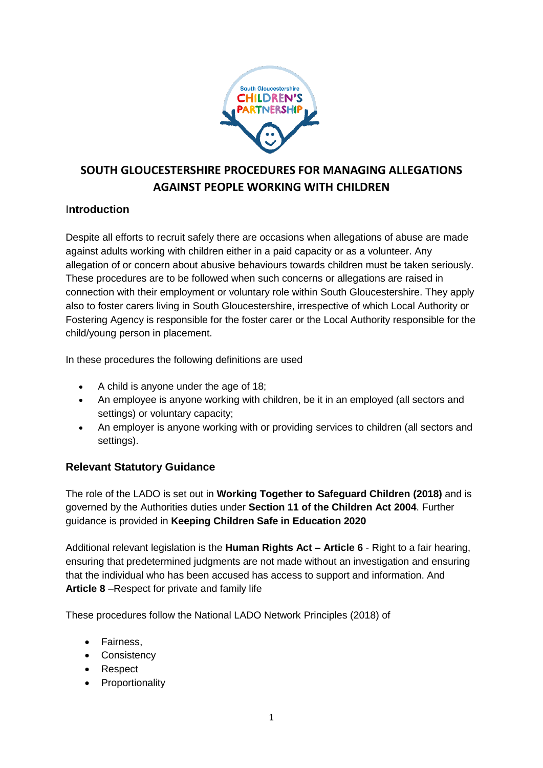# SOUTH GLOUCESTERSHIRE PROCEDURES FOR MANAGING ALLEGATIONS AGAINST PEOPLE WORKING WITH CHILDREN

## Introduction

Despite all efforts to recruit safely there are occasions when allegations of abuse are made against adults working with children either in a paid capacity or as a volunteer. Any allegation of or concern about abusive behaviours towards children must be taken seriously. These procedures are to be followed when such concerns or allegations are raised in connection with their employment or voluntary role within South Gloucestershire. They apply also to foster carers living in South Gloucestershire, irrespective of which Local Authority or Fostering Agency is responsible for the foster carer or the Local Authority responsible for the child/young person in placement.

In these procedures the following definitions are used

- A child is anyone under the age of 18;
- An employee is anyone working with children, be it in an employed (all sectors and settings) or voluntary capacity;
- An employer is anyone working with or providing services to children (all sectors and settings).

## Relevant Statutory Guidance

The role of the LADO is set out in **Working Together to Safeguard Children (2018)** and is governed by the Authorities duties under **Section 11 of the Children Act 2004**. Further guidance is provided in **Keeping Children Safe in Education 2020**

Additional relevant legislation is the **Human Rights Act – Article 6** - Right to a fair hearing, ensuring that predetermined judgments are not made without an investigation and ensuring that the individual who has been accused has access to support and information. And **Article 8** –Respect for private and family life

These procedures follow the National LADO Network Principles (2018) of

- Fairness,
- Consistency
- Respect
- Proportionality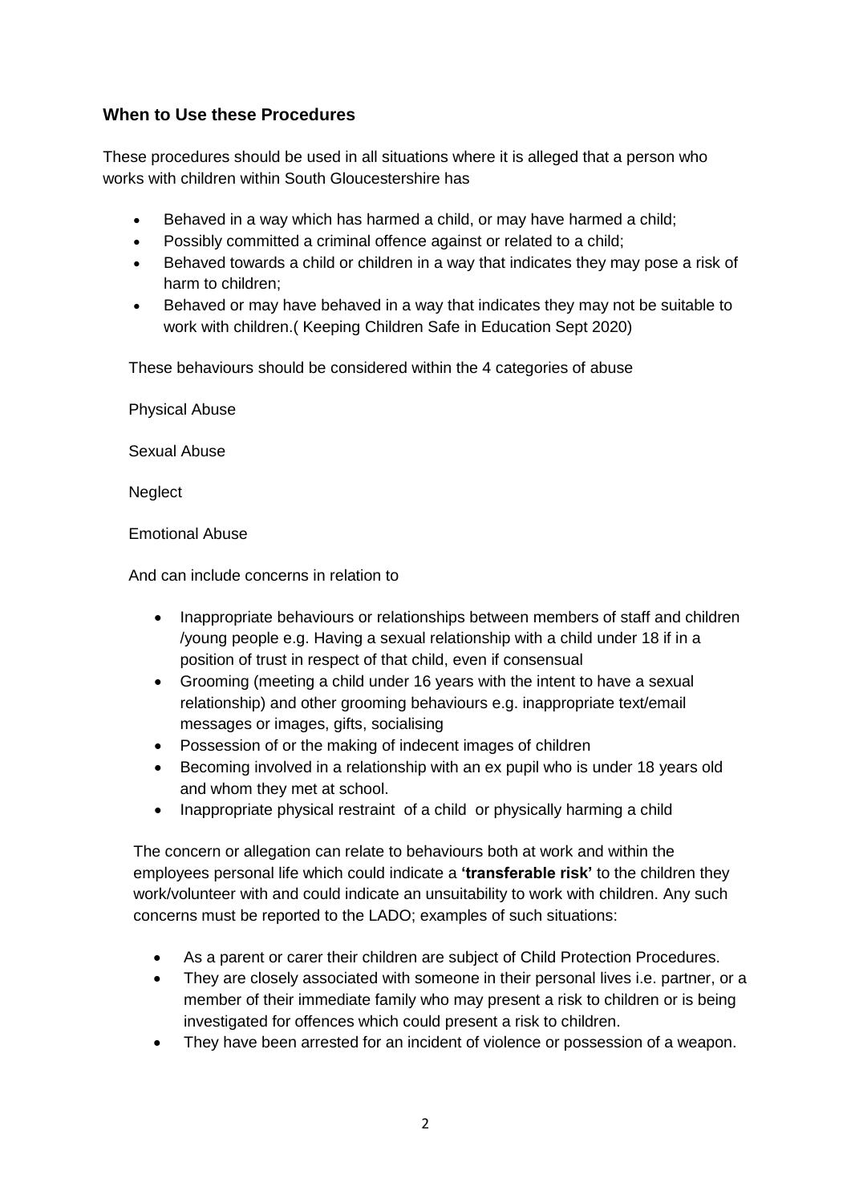### When to Use these Procedures

These procedures should be used in all situations where it is alleged that a person who works with children within South Gloucestershire has

- Behaved in a way which has harmed a child, or may have harmed a child;
- Possibly committed a criminal offence against or related to a child;
- Behaved towards a child or children in a way that indicates they may pose a risk of harm to children;
- Behaved or may have behaved in a way that indicates they may not be suitable to work with children.( Keeping Children Safe in Education Sept 2020)

These behaviours should be considered within the 4 categories of abuse

Physical Abuse

Sexual Abuse

Neglect

Emotional Abuse

And can include concerns in relation to

- Inappropriate behaviours or relationships between members of staff and children /young people e.g. Having a sexual relationship with a child under 18 if in a position of trust in respect of that child, even if consensual
- Grooming (meeting a child under 16 years with the intent to have a sexual relationship) and other grooming behaviours e.g. inappropriate text/email messages or images, gifts, socialising
- Possession of or the making of indecent images of children
- Becoming involved in a relationship with an ex pupil who is under 18 years old and whom they met at school.
- Inappropriate physical restraint of a child or physically harming a child

The concern or allegation can relate to behaviours both at work and within the employees personal life which could indicate a **'transferable risk'** to the children they work/volunteer with and could indicate an unsuitability to work with children. Any such concerns must be reported to the LADO; examples of such situations:

- As a parent or carer their children are subject of Child Protection Procedures.
- They are closely associated with someone in their personal lives i.e. partner, or a member of their immediate family who may present a risk to children or is being investigated for offences which could present a risk to children.
- They have been arrested for an incident of violence or possession of a weapon.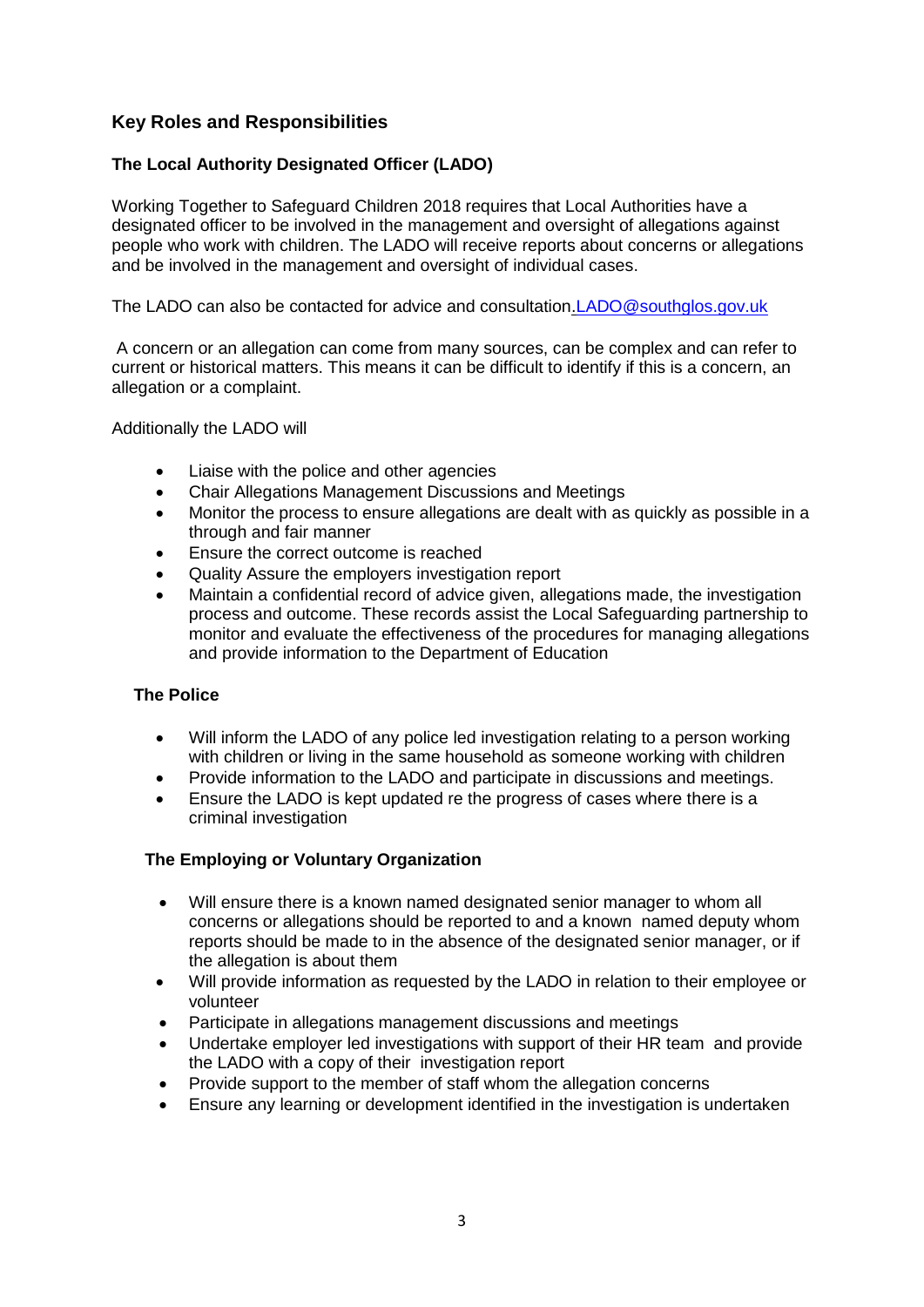## Key Roles and Responsibilities

### The Local Authority Designated Officer (LADO)

Working Together to Safeguard Children 2018 requires that Local Authorities have a designated officer to be involved in the management and oversight of allegations against people who work with children. The LADO will receive reports about concerns or allegations and be involved in the management and oversight of individual cases.

The LADO can also be contacted for advice and consultation.LADO@southglos.gov.uk

A concern or an allegation can come from many sources, can be complex and can refer to current or historical matters. This means it can be difficult to identify if this is a concern, an allegation or a complaint.

Additionally the LADO will

- Liaise with the police and other agencies
- Chair Allegations Management Discussions and Meetings
- Monitor the process to ensure allegations are dealt with as quickly as possible in a through and fair manner
- Ensure the correct outcome is reached
- Quality Assure the employers investigation report
- Maintain a confidential record of advice given, allegations made, the investigation process and outcome. These records assist the Local Safeguarding partnership to monitor and evaluate the effectiveness of the procedures for managing allegations and provide information to the Department of Education

### The Police

- Will inform the LADO of any police led investigation relating to a person working with children or living in the same household as someone working with children
- Provide information to the LADO and participate in discussions and meetings.
- Ensure the LADO is kept updated re the progress of cases where there is a criminal investigation

### The Employing or Voluntary Organization

- Will ensure there is a known named designated senior manager to whom all concerns or allegations should be reported to and a known named deputy whom reports should be made to in the absence of the designated senior manager, or if the allegation is about them
- Will provide information as requested by the LADO in relation to their employee or volunteer
- Participate in allegations management discussions and meetings
- Undertake employer led investigations with support of their HR team and provide the LADO with a copy of their investigation report
- Provide support to the member of staff whom the allegation concerns
- Ensure any learning or development identified in the investigation is undertaken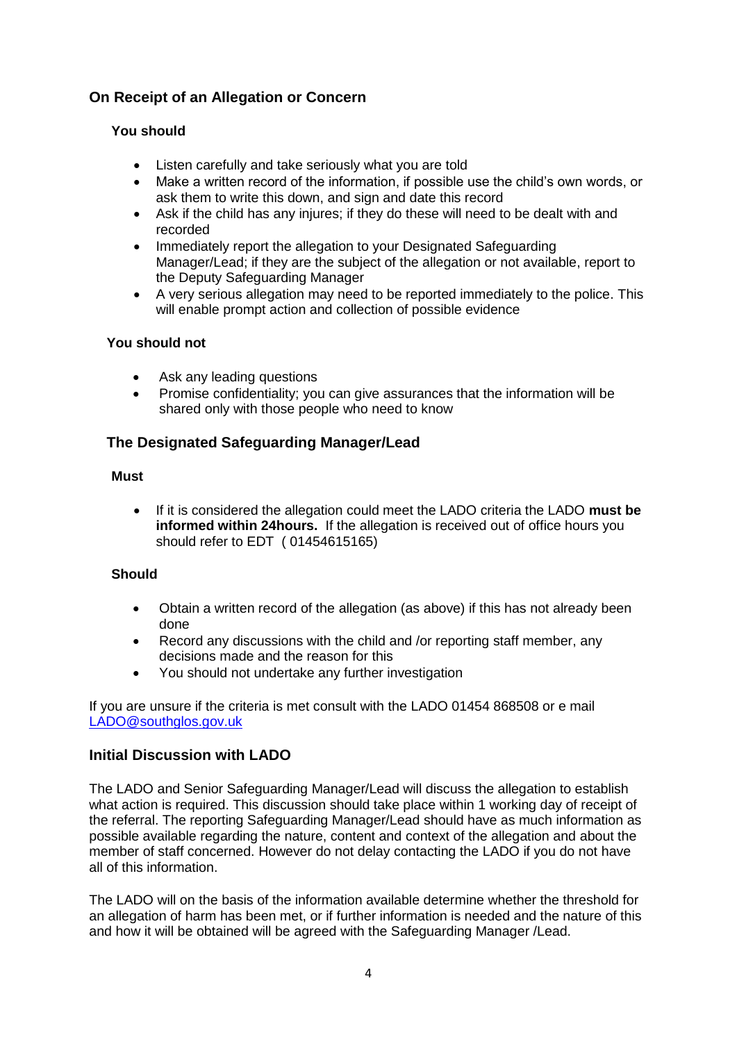## On Receipt of an Allegation or Concern

### You should

- Listen carefully and take seriously what you are told
- Make a written record of the information, if possible use the child's own words, or ask them to write this down, and sign and date this record
- Ask if the child has any injures; if they do these will need to be dealt with and recorded
- Immediately report the allegation to your Designated Safeguarding Manager/Lead; if they are the subject of the allegation or not available, report to the Deputy Safeguarding Manager
- A very serious allegation may need to be reported immediately to the police. This will enable prompt action and collection of possible evidence

### You should not

- Ask any leading questions
- Promise confidentiality; you can give assurances that the information will be shared only with those people who need to know

## The Designated Safeguarding Manager/Lead

### Must

- If it is considered the allegation could meet the LADO criteria the LADO **must be informed within 24hours.** If the allegation is received out of office hours you should refer to EDT ( 01454615165)

### Should

- Obtain a written record of the allegation (as above) if this has not already been done
- Record any discussions with the child and /or reporting staff member, any decisions made and the reason for this
- You should not undertake any further investigation

If you are unsure if the criteria is met consult with the LADO 01454 868508 or e mail LADO@southglos.gov.uk

## Initial Discussion with LADO

The LADO and Senior Safeguarding Manager/Lead will discuss the allegation to establish what action is required. This discussion should take place within 1 working day of receipt of the referral. The reporting Safeguarding Manager/Lead should have as much information as possible available regarding the nature, content and context of the allegation and about the member of staff concerned. However do not delay contacting the LADO if you do not have all of this information.

The LADO will on the basis of the information available determine whether the threshold for an allegation of harm has been met, or if further information is needed and the nature of this and how it will be obtained will be agreed with the Safeguarding Manager /Lead.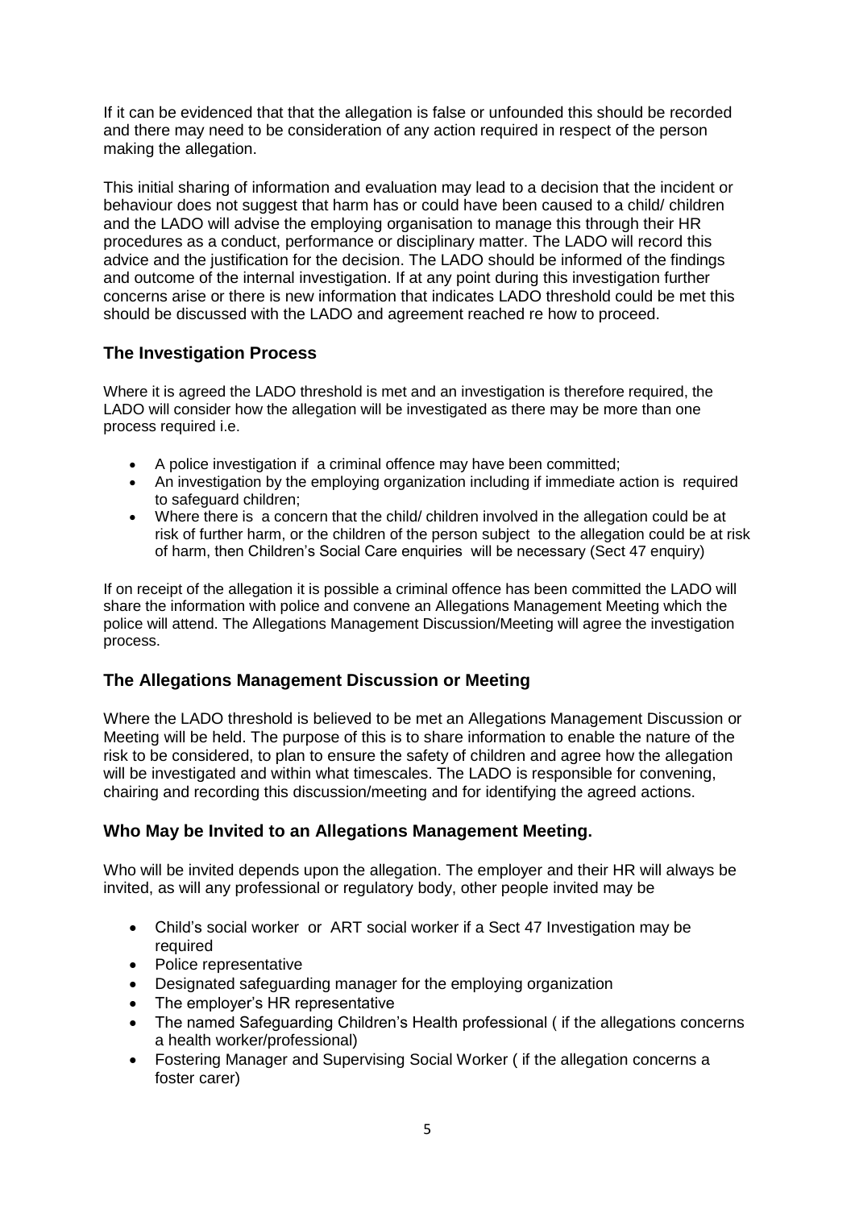If it can be evidenced that that the allegation is false or unfounded this should be recorded and there may need to be consideration of any action required in respect of the person making the allegation.

This initial sharing of information and evaluation may lead to a decision that the incident or behaviour does not suggest that harm has or could have been caused to a child/ children and the LADO will advise the employing organisation to manage this through their HR procedures as a conduct, performance or disciplinary matter. The LADO will record this advice and the justification for the decision. The LADO should be informed of the findings and outcome of the internal investigation. If at any point during this investigation further concerns arise or there is new information that indicates LADO threshold could be met this should be discussed with the LADO and agreement reached re how to proceed.

## The Investigation Process

Where it is agreed the LADO threshold is met and an investigation is therefore required, the LADO will consider how the allegation will be investigated as there may be more than one process required i.e.

- A police investigation if a criminal offence may have been committed;
- An investigation by the employing organization including if immediate action is required to safeguard children;
- Where there is a concern that the child/ children involved in the allegation could be at risk of further harm, or the children of the person subject to the allegation could be at risk of harm, then Children's Social Care enquiries will be necessary (Sect 47 enquiry)

If on receipt of the allegation it is possible a criminal offence has been committed the LADO will share the information with police and convene an Allegations Management Meeting which the police will attend. The Allegations Management Discussion/Meeting will agree the investigation process.

## The Allegations Management Discussion or Meeting

Where the LADO threshold is believed to be met an Allegations Management Discussion or Meeting will be held. The purpose of this is to share information to enable the nature of the risk to be considered, to plan to ensure the safety of children and agree how the allegation will be investigated and within what timescales. The LADO is responsible for convening, chairing and recording this discussion/meeting and for identifying the agreed actions.

## Who May be Invited to an Allegations Management Meeting.

Who will be invited depends upon the allegation. The employer and their HR will always be invited, as will any professional or regulatory body, other people invited may be

- Child's social worker or ART social worker if a Sect 47 Investigation may be required
- Police representative
- Designated safeguarding manager for the employing organization
- The employer's HR representative
- The named Safeguarding Children's Health professional ( if the allegations concerns a health worker/professional)
- Fostering Manager and Supervising Social Worker ( if the allegation concerns a foster carer)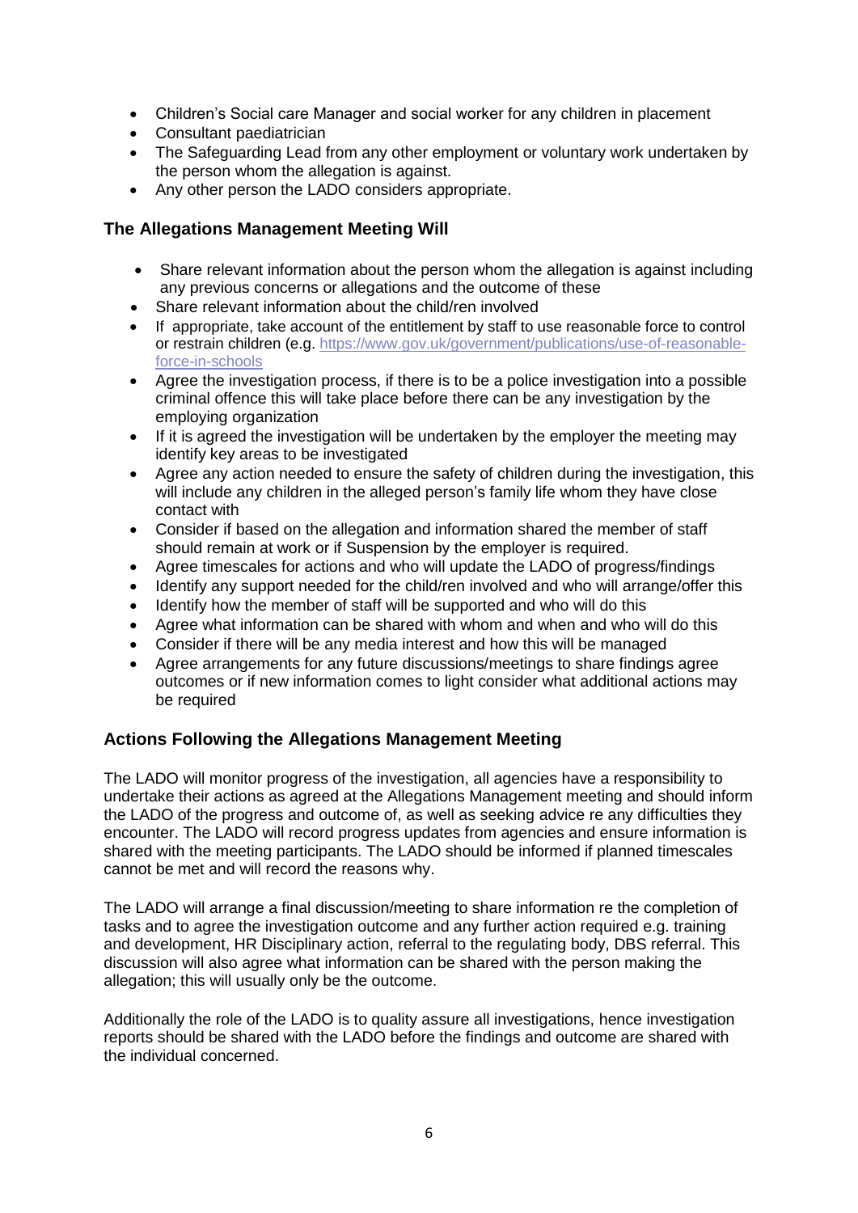- Children's Social care Manager and social worker for any children in placement
- Consultant paediatrician
- The Safeguarding Lead from any other employment or voluntary work undertaken by the person whom the allegation is against.
- Any other person the LADO considers appropriate.

### The Allegations Management Meeting Will

- Share relevant information about the person whom the allegation is against including any previous concerns or allegations and the outcome of these
- Share relevant information about the child/ren involved
- If appropriate, take account of the entitlement by staff to use reasonable force to control or restrain children (e.g. https://www.gov.uk/government/publications/use-of-reasonable-force-in-schools
- Agree the investigation process, if there is to be a police investigation into a possible criminal offence this will take place before there can be any investigation by the employing organization
- If it is agreed the investigation will be undertaken by the employer the meeting may identify key areas to be investigated
- Agree any action needed to ensure the safety of children during the investigation, this will include any children in the alleged person's family life whom they have close contact with
- Consider if based on the allegation and information shared the member of staff should remain at work or if Suspension by the employer is required.
- Agree timescales for actions and who will update the LADO of progress/findings
- Identify any support needed for the child/ren involved and who will arrange/offer this
- Identify how the member of staff will be supported and who will do this
- Agree what information can be shared with whom and when and who will do this
- Consider if there will be any media interest and how this will be managed
- Agree arrangements for any future discussions/meetings to share findings agree outcomes or if new information comes to light consider what additional actions may be required

### Actions Following the Allegations Management Meeting

The LADO will monitor progress of the investigation, all agencies have a responsibility to undertake their actions as agreed at the Allegations Management meeting and should inform the LADO of the progress and outcome of, as well as seeking advice re any difficulties they encounter. The LADO will record progress updates from agencies and ensure information is shared with the meeting participants. The LADO should be informed if planned timescales cannot be met and will record the reasons why.

The LADO will arrange a final discussion/meeting to share information re the completion of tasks and to agree the investigation outcome and any further action required e.g. training and development, HR Disciplinary action, referral to the regulating body, DBS referral. This discussion will also agree what information can be shared with the person making the allegation; this will usually only be the outcome.

Additionally the role of the LADO is to quality assure all investigations, hence investigation reports should be shared with the LADO before the findings and outcome are shared with the individual concerned.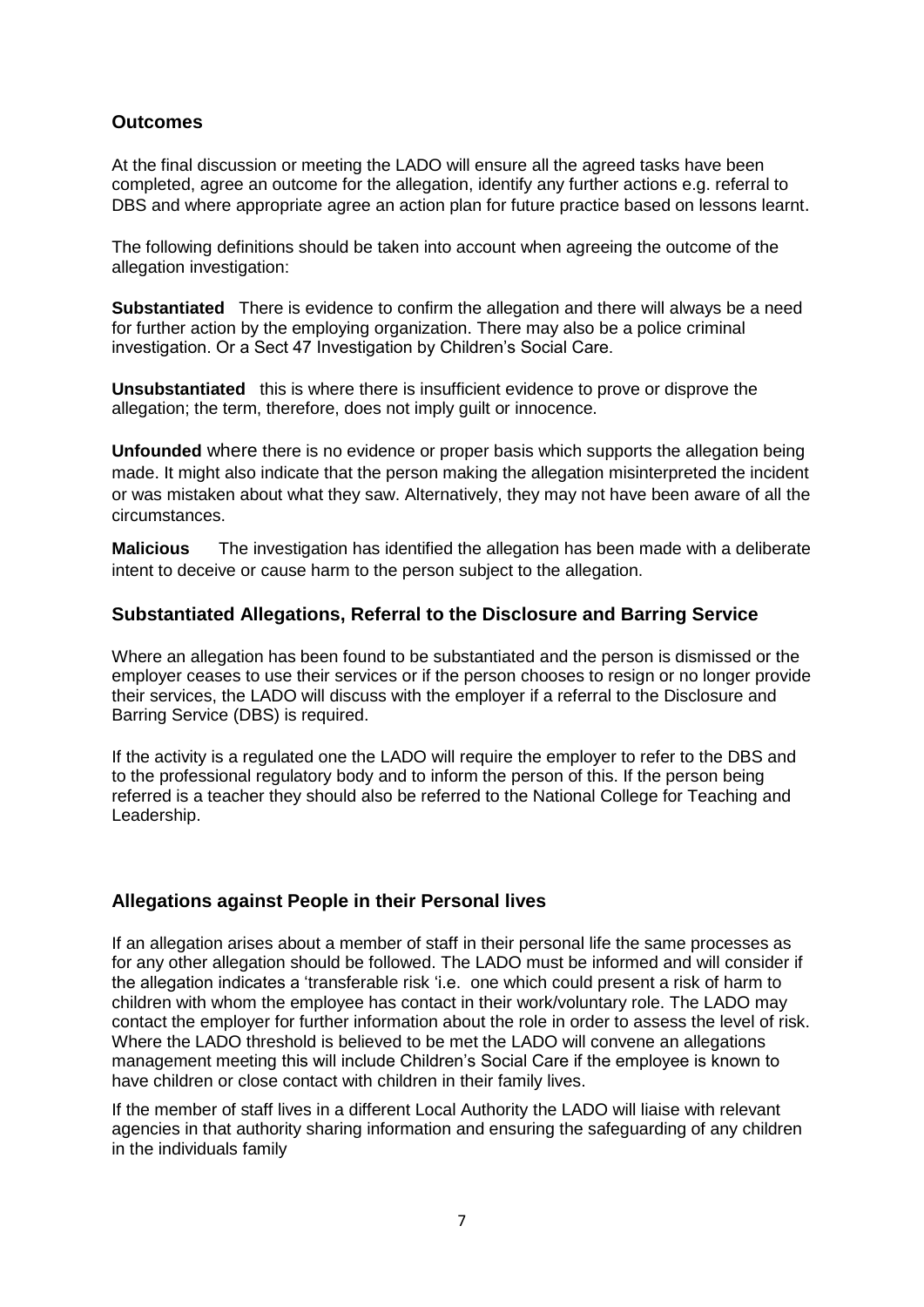## Outcomes

At the final discussion or meeting the LADO will ensure all the agreed tasks have been completed, agree an outcome for the allegation, identify any further actions e.g. referral to DBS and where appropriate agree an action plan for future practice based on lessons learnt.

The following definitions should be taken into account when agreeing the outcome of the allegation investigation:

**Substantiated** There is evidence to confirm the allegation and there will always be a need for further action by the employing organization. There may also be a police criminal investigation. Or a Sect 47 Investigation by Children's Social Care.

**Unsubstantiated** this is where there is insufficient evidence to prove or disprove the allegation; the term, therefore, does not imply guilt or innocence.

**Unfounded** where there is no evidence or proper basis which supports the allegation being made. It might also indicate that the person making the allegation misinterpreted the incident or was mistaken about what they saw. Alternatively, they may not have been aware of all the circumstances.

**Malicious** The investigation has identified the allegation has been made with a deliberate intent to deceive or cause harm to the person subject to the allegation.

## Substantiated Allegations, Referral to the Disclosure and Barring Service

Where an allegation has been found to be substantiated and the person is dismissed or the employer ceases to use their services or if the person chooses to resign or no longer provide their services, the LADO will discuss with the employer if a referral to the Disclosure and Barring Service (DBS) is required.

If the activity is a regulated one the LADO will require the employer to refer to the DBS and to the professional regulatory body and to inform the person of this. If the person being referred is a teacher they should also be referred to the National College for Teaching and Leadership.

## Allegations against People in their Personal lives

If an allegation arises about a member of staff in their personal life the same processes as for any other allegation should be followed. The LADO must be informed and will consider if the allegation indicates a 'transferable risk 'i.e. one which could present a risk of harm to children with whom the employee has contact in their work/voluntary role. The LADO may contact the employer for further information about the role in order to assess the level of risk. Where the LADO threshold is believed to be met the LADO will convene an allegations management meeting this will include Children's Social Care if the employee is known to have children or close contact with children in their family lives.

If the member of staff lives in a different Local Authority the LADO will liaise with relevant agencies in that authority sharing information and ensuring the safeguarding of any children in the individuals family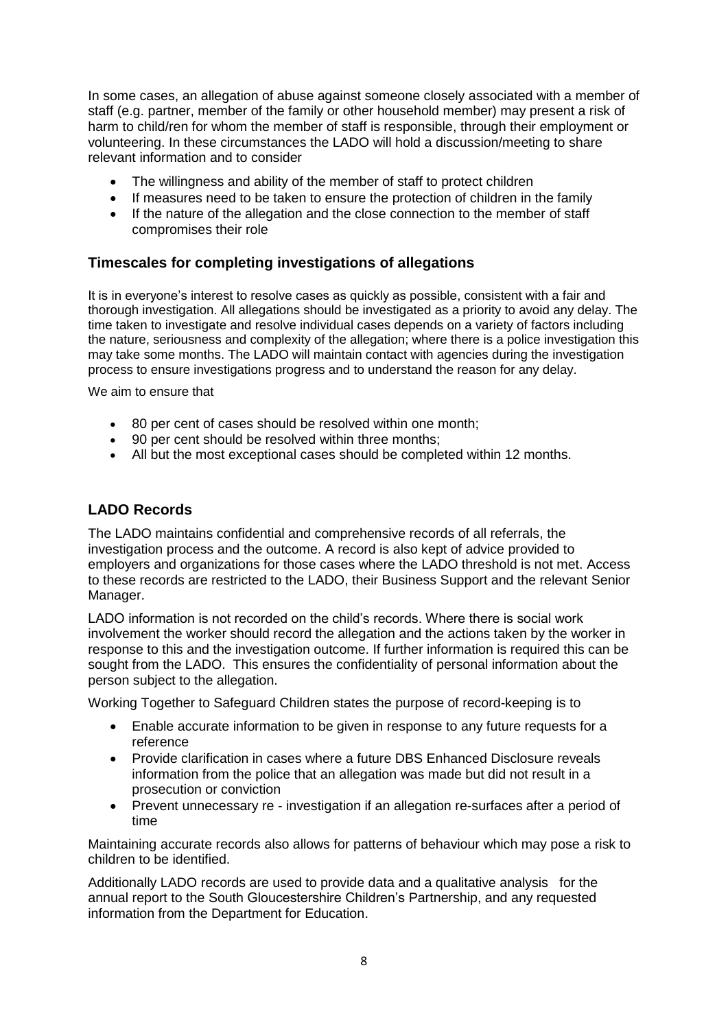In some cases, an allegation of abuse against someone closely associated with a member of staff (e.g. partner, member of the family or other household member) may present a risk of harm to child/ren for whom the member of staff is responsible, through their employment or volunteering. In these circumstances the LADO will hold a discussion/meeting to share relevant information and to consider

- The willingness and ability of the member of staff to protect children
- If measures need to be taken to ensure the protection of children in the family
- If the nature of the allegation and the close connection to the member of staff compromises their role

## Timescales for completing investigations of allegations

It is in everyone's interest to resolve cases as quickly as possible, consistent with a fair and thorough investigation. All allegations should be investigated as a priority to avoid any delay. The time taken to investigate and resolve individual cases depends on a variety of factors including the nature, seriousness and complexity of the allegation; where there is a police investigation this may take some months. The LADO will maintain contact with agencies during the investigation process to ensure investigations progress and to understand the reason for any delay.

We aim to ensure that

- 80 per cent of cases should be resolved within one month;
- 90 per cent should be resolved within three months;
- All but the most exceptional cases should be completed within 12 months.

## LADO Records

The LADO maintains confidential and comprehensive records of all referrals, the investigation process and the outcome. A record is also kept of advice provided to employers and organizations for those cases where the LADO threshold is not met. Access to these records are restricted to the LADO, their Business Support and the relevant Senior Manager.

LADO information is not recorded on the child's records. Where there is social work involvement the worker should record the allegation and the actions taken by the worker in response to this and the investigation outcome. If further information is required this can be sought from the LADO. This ensures the confidentiality of personal information about the person subject to the allegation.

Working Together to Safeguard Children states the purpose of record-keeping is to

- Enable accurate information to be given in response to any future requests for a reference
- Provide clarification in cases where a future DBS Enhanced Disclosure reveals information from the police that an allegation was made but did not result in a prosecution or conviction
- Prevent unnecessary re - investigation if an allegation re-surfaces after a period of time

Maintaining accurate records also allows for patterns of behaviour which may pose a risk to children to be identified.

Additionally LADO records are used to provide data and a qualitative analysis for the annual report to the South Gloucestershire Children's Partnership, and any requested information from the Department for Education.